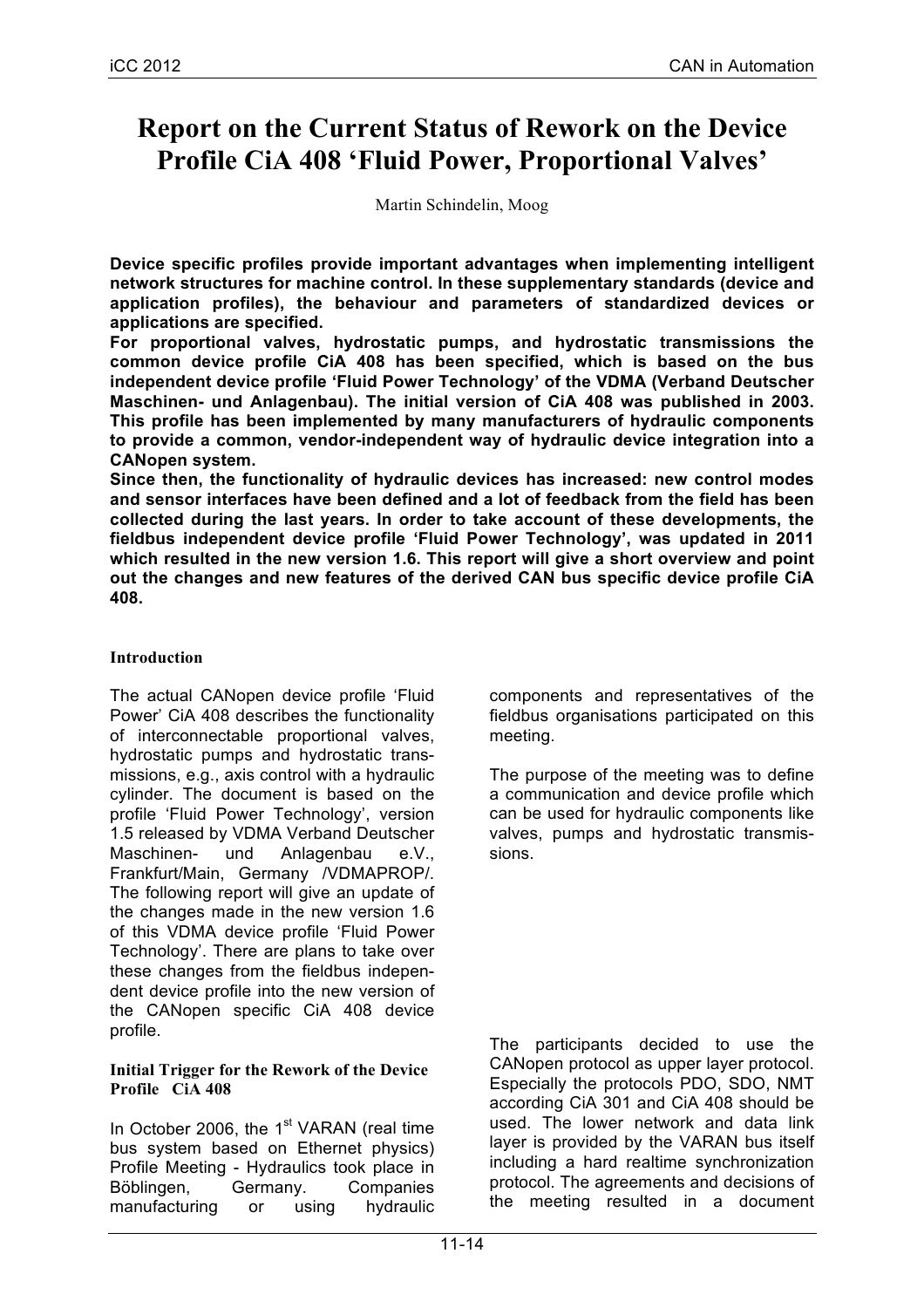# Report on the Current Status of Rework on the Device Profile CiA 408 'Fluid Power, Proportional Valves'

Martin Schindelin, Moog

**Device specific profiles provide important advantages when implementing intelligent network structures for machine control. In these supplementary standards (device and application profiles), the behaviour and parameters of standardized devices or applications are specified.**
**For proportional valves, hydrostatic pumps, and hydrostatic transmissions the common device profile CiA 408 has been specified, which is based on the bus independent device profile 'Fluid Power Technology' of the VDMA (Verband Deutscher Maschinen- und Anlagenbau). The initial version of CiA 408 was published in 2003. This profile has been implemented by many manufacturers of hydraulic components to provide a common, vendor-independent way of hydraulic device integration into a CANopen system.**
**Since then, the functionality of hydraulic devices has increased: new control modes and sensor interfaces have been defined and a lot of feedback from the field has been collected during the last years. In order to take account of these developments, the fieldbus independent device profile 'Fluid Power Technology', was updated in 2011 which resulted in the new version 1.6. This report will give a short overview and point out the changes and new features of the derived CAN bus specific device profile CiA 408.**

## Introduction

The actual CANopen device profile 'Fluid Power' CiA 408 describes the functionality of interconnectable proportional valves, hydrostatic pumps and hydrostatic transmissions, e.g., axis control with a hydraulic cylinder. The document is based on the profile 'Fluid Power Technology', version 1.5 released by VDMA Verband Deutscher Maschinen- und Anlagenbau e.V., Frankfurt/Main, Germany /VDMAPROP/. The following report will give an update of the changes made in the new version 1.6 of this VDMA device profile 'Fluid Power Technology'. There are plans to take over these changes from the fieldbus independent device profile into the new version of the CANopen specific CiA 408 device profile.

## Initial Trigger for the Rework of the Device Profile CiA 408

In October 2006, the 1st VARAN (real time bus system based on Ethernet physics) Profile Meeting - Hydraulics took place in Böblingen, Germany. Companies manufacturing or using hydraulic components and representatives of the fieldbus organisations participated on this meeting.

The purpose of the meeting was to define a communication and device profile which can be used for hydraulic components like valves, pumps and hydrostatic transmissions.

The participants decided to use the CANopen protocol as upper layer protocol. Especially the protocols PDO, SDO, NMT according CiA 301 and CiA 408 should be used. The lower network and data link layer is provided by the VARAN bus itself including a hard realtime synchronization protocol. The agreements and decisions of the meeting resulted in a document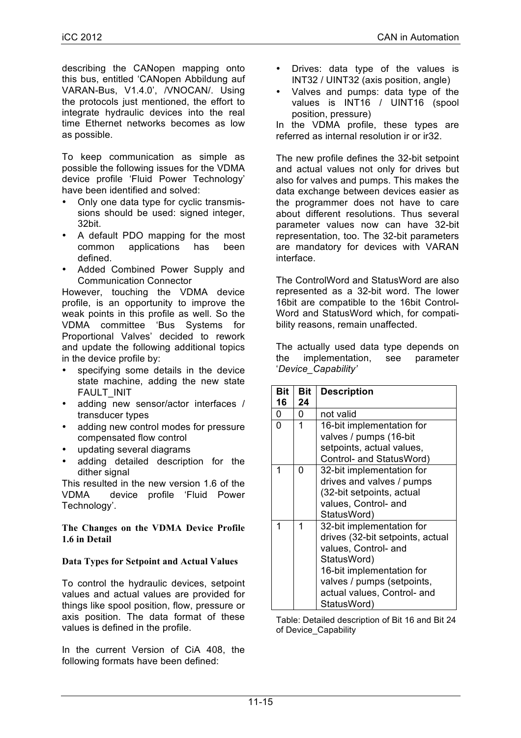describing the CANopen mapping onto this bus, entitled 'CANopen Abbildung auf VARAN-Bus, V1.4.0', /VNOCAN/. Using the protocols just mentioned, the effort to integrate hydraulic devices into the real time Ethernet networks becomes as low as possible.

To keep communication as simple as possible the following issues for the VDMA device profile 'Fluid Power Technology' have been identified and solved:

- Only one data type for cyclic transmissions should be used: signed integer, 32bit.
- A default PDO mapping for the most common applications has been defined.
- Added Combined Power Supply and Communication Connector

However, touching the VDMA device profile, is an opportunity to improve the weak points in this profile as well. So the VDMA committee 'Bus Systems for Proportional Valves' decided to rework and update the following additional topics in the device profile by:

- specifying some details in the device state machine, adding the new state FAULT_INIT
- adding new sensor/actor interfaces / transducer types
- adding new control modes for pressure compensated flow control
- updating several diagrams
- adding detailed description for the dither signal

This resulted in the new version 1.6 of the VDMA device profile 'Fluid Power Technology'.

## The Changes on the VDMA Device Profile 1.6 in Detail

### Data Types for Setpoint and Actual Values

To control the hydraulic devices, setpoint values and actual values are provided for things like spool position, flow, pressure or axis position. The data format of these values is defined in the profile.

In the current Version of CiA 408, the following formats have been defined:

- Drives: data type of the values is INT32 / UINT32 (axis position, angle)
- Valves and pumps: data type of the values is INT16 / UINT16 (spool position, pressure)

In the VDMA profile, these types are referred as internal resolution ir or ir32.

The new profile defines the 32-bit setpoint and actual values not only for drives but also for valves and pumps. This makes the data exchange between devices easier as the programmer does not have to care about different resolutions. Thus several parameter values now can have 32-bit representation, too. The 32-bit parameters are mandatory for devices with VARAN interface.

The ControlWord and StatusWord are also represented as a 32-bit word. The lower 16bit are compatible to the 16bit ControlWord and StatusWord which, for compatibility reasons, remain unaffected.

The actually used data type depends on the implementation, see parameter '*Device_Capability*'

| Bit 16 | Bit 24 | Description |
|---|---|---|
| 0 | 0 | not valid |
| 0 | 1 | 16-bit implementation for valves / pumps (16-bit setpoints, actual values, Control- and StatusWord) |
| 1 | 0 | 32-bit implementation for drives and valves / pumps (32-bit setpoints, actual values, Control- and StatusWord) |
| 1 | 1 | 32-bit implementation for drives (32-bit setpoints, actual values, Control- and StatusWord) 16-bit implementation for valves / pumps (setpoints, actual values, Control- and StatusWord) |

Table: Detailed description of Bit 16 and Bit 24 of Device_Capability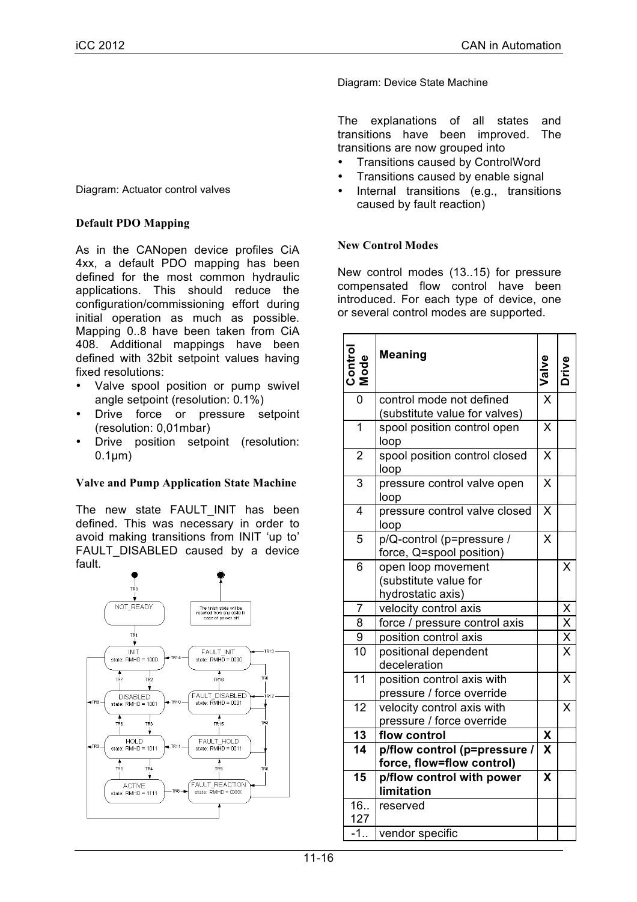Diagram: Actuator control valves

### Default PDO Mapping

As in the CANopen device profiles CiA 4xx, a default PDO mapping has been defined for the most common hydraulic applications. This should reduce the configuration/commissioning effort during initial operation as much as possible. Mapping 0..8 have been taken from CiA 408. Additional mappings have been defined with 32bit setpoint values having fixed resolutions:

- Valve spool position or pump swivel angle setpoint (resolution: 0.1%)
- Drive force or pressure setpoint (resolution: 0,01mbar)
- Drive position setpoint (resolution: 0.1µm)

### Valve and Pump Application State Machine

The new state FAULT_INIT has been defined. This was necessary in order to avoid making transitions from INIT 'up to' FAULT_DISABLED caused by a device fault.

Diagram: Device State Machine

The explanations of all states and transitions have been improved. The transitions are now grouped into

- Transitions caused by ControlWord
- Transitions caused by enable signal
- Internal transitions (e.g., transitions caused by fault reaction)

### New Control Modes

New control modes (13..15) for pressure compensated flow control have been introduced. For each type of device, one or several control modes are supported.

| Control Mode | Meaning | Valve | Drive |
|---|---|---|---|
| 0 | control mode not defined (substitute value for valves) | X | |
| 1 | spool position control open loop | X | |
| 2 | spool position control closed loop | X | |
| 3 | pressure control valve open loop | X | |
| 4 | pressure control valve closed loop | X | |
| 5 | p/Q-control (p=pressure / force, Q=spool position) | X | |
| 6 | open loop movement (substitute value for hydrostatic axis) | | X |
| 7 | velocity control axis | | X |
| 8 | force / pressure control axis | | X |
| 9 | position control axis | | X |
| 10 | positional dependent deceleration | | X |
| 11 | position control axis with pressure / force override | | X |
| 12 | velocity control axis with pressure / force override | | X |
| **13** | **flow control** | **X** | |
| **14** | **p/flow control (p=pressure / force, flow=flow control)** | **X** | |
| **15** | **p/flow control with power limitation** | **X** | |
| 16..127 | reserved | | |
| -1.. | vendor specific | | |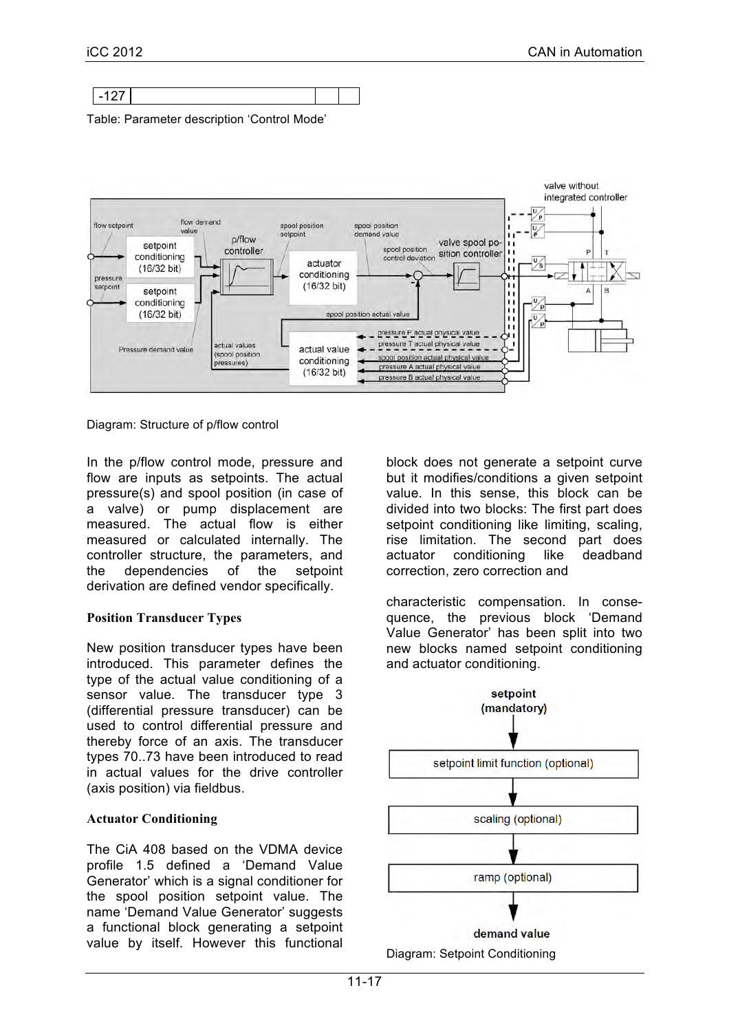| -127 | | | |
|---|---|---|---|

Table: Parameter description 'Control Mode'

Diagram: Structure of p/flow control

In the p/flow control mode, pressure and flow are inputs as setpoints. The actual pressure(s) and spool position (in case of a valve) or pump displacement are measured. The actual flow is either measured or calculated internally. The controller structure, the parameters, and the dependencies of the setpoint derivation are defined vendor specifically.

### Position Transducer Types

New position transducer types have been introduced. This parameter defines the type of the actual value conditioning of a sensor value. The transducer type 3 (differential pressure transducer) can be used to control differential pressure and thereby force of an axis. The transducer types 70..73 have been introduced to read in actual values for the drive controller (axis position) via fieldbus.

### Actuator Conditioning

The CiA 408 based on the VDMA device profile 1.5 defined a 'Demand Value Generator' which is a signal conditioner for the spool position setpoint value. The name 'Demand Value Generator' suggests a functional block generating a setpoint value by itself. However this functional block does not generate a setpoint curve but it modifies/conditions a given setpoint value. In this sense, this block can be divided into two blocks: The first part does setpoint conditioning like limiting, scaling, rise limitation. The second part does actuator conditioning like deadband correction, zero correction and

characteristic compensation. In consequence, the previous block 'Demand Value Generator' has been split into two new blocks named setpoint conditioning and actuator conditioning.

Diagram: Setpoint Conditioning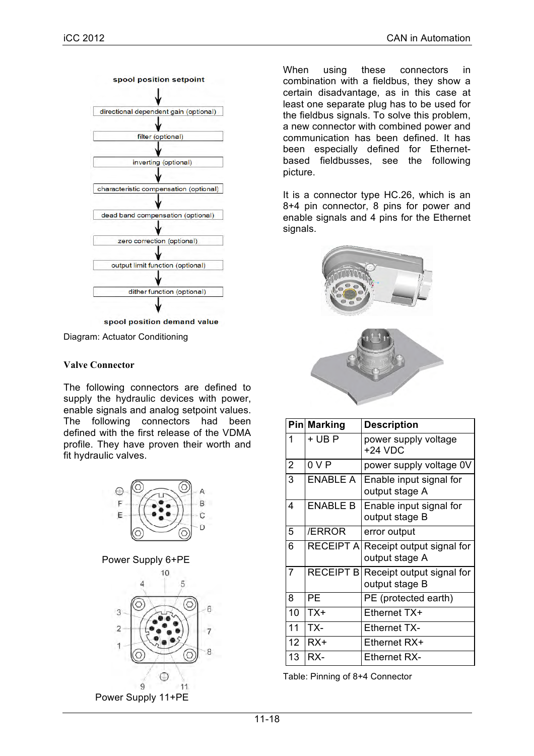spool position setpoint

directional dependent gain (optional)

filter (optional)

inverting (optional)

characteristic compensation (optional)

dead band compensation (optional)

zero correction (optional)

output limit function (optional)

dither function (optional)

spool position demand value

Diagram: Actuator Conditioning

### Valve Connector

The following connectors are defined to supply the hydraulic devices with power, enable signals and analog setpoint values. The following connectors had been defined with the first release of the VDMA profile. They have proven their worth and fit hydraulic valves.

Power Supply 6+PE

Power Supply 11+PE

When using these connectors in combination with a fieldbus, they show a certain disadvantage, as in this case at least one separate plug has to be used for the fieldbus signals. To solve this problem, a new connector with combined power and communication has been defined. It has been especially defined for Ethernet-based fieldbusses, see the following picture.

It is a connector type HC.26, which is an 8+4 pin connector, 8 pins for power and enable signals and 4 pins for the Ethernet signals.

| Pin | Marking | Description |
|---|---|---|
| 1 | + UB P | power supply voltage +24 VDC |
| 2 | 0 V P | power supply voltage 0V |
| 3 | ENABLE A | Enable input signal for output stage A |
| 4 | ENABLE B | Enable input signal for output stage B |
| 5 | /ERROR | error output |
| 6 | RECEIPT A | Receipt output signal for output stage A |
| 7 | RECEIPT B | Receipt output signal for output stage B |
| 8 | PE | PE (protected earth) |
| 10 | TX+ | Ethernet TX+ |
| 11 | TX- | Ethernet TX- |
| 12 | RX+ | Ethernet RX+ |
| 13 | RX- | Ethernet RX- |

Table: Pinning of 8+4 Connector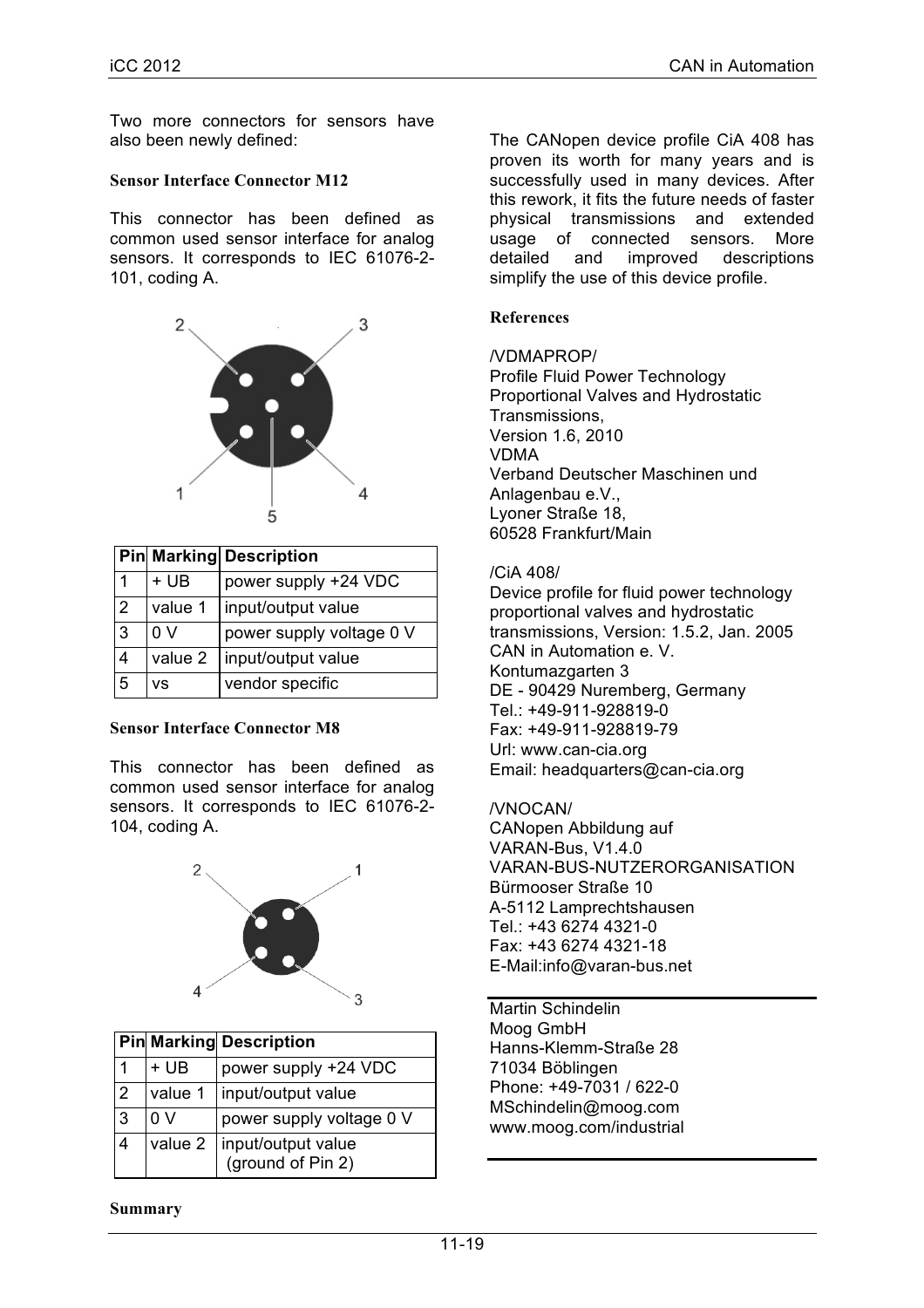Two more connectors for sensors have also been newly defined:

### Sensor Interface Connector M12

This connector has been defined as common used sensor interface for analog sensors. It corresponds to IEC 61076-2-101, coding A.

2
3
1
4
5

| Pin | Marking | Description |
|---|---|---|
| 1 | + UB | power supply +24 VDC |
| 2 | value 1 | input/output value |
| 3 | 0 V | power supply voltage 0 V |
| 4 | value 2 | input/output value |
| 5 | vs | vendor specific |

### Sensor Interface Connector M8

This connector has been defined as common used sensor interface for analog sensors. It corresponds to IEC 61076-2-104, coding A.

2
1
4
3

| Pin | Marking | Description |
|---|---|---|
| 1 | + UB | power supply +24 VDC |
| 2 | value 1 | input/output value |
| 3 | 0 V | power supply voltage 0 V |
| 4 | value 2 | input/output value (ground of Pin 2) |

### Summary

The CANopen device profile CiA 408 has proven its worth for many years and is successfully used in many devices. After this rework, it fits the future needs of faster physical transmissions and extended usage of connected sensors. More detailed and improved descriptions simplify the use of this device profile.

### References

/VDMAPROP/
Profile Fluid Power Technology
Proportional Valves and Hydrostatic Transmissions,
Version 1.6, 2010
VDMA
Verband Deutscher Maschinen und Anlagenbau e.V.,
Lyoner Straße 18,
60528 Frankfurt/Main

/CiA 408/
Device profile for fluid power technology proportional valves and hydrostatic transmissions, Version: 1.5.2, Jan. 2005
CAN in Automation e. V.
Kontumazgarten 3
DE - 90429 Nuremberg, Germany
Tel.: +49-911-928819-0
Fax: +49-911-928819-79
Url: www.can-cia.org
Email: headquarters@can-cia.org

/VNOCAN/
CANopen Abbildung auf VARAN-Bus, V1.4.0
VARAN-BUS-NUTZERORGANISATION
Bürmooser Straße 10
A-5112 Lamprechtshausen
Tel.: +43 6274 4321-0
Fax: +43 6274 4321-18
E-Mail:info@varan-bus.net

---

Martin Schindelin
Moog GmbH
Hanns-Klemm-Straße 28
71034 Böblingen
Phone: +49-7031 / 622-0
MSchindelin@moog.com
www.moog.com/industrial